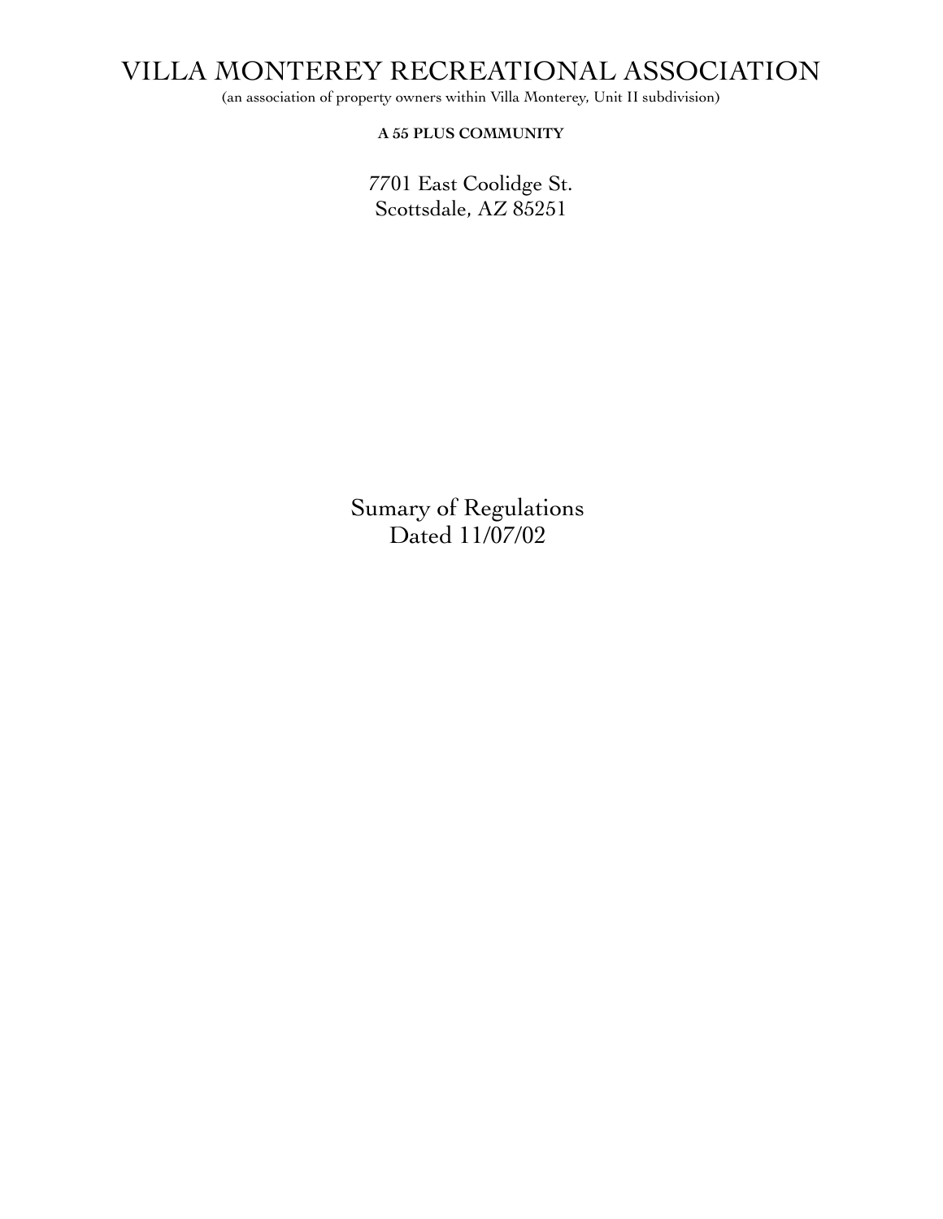# VILLA MONTEREY RECREATIONAL ASSOCIATION

(an association of property owners within Villa Monterey, Unit II subdivision)

**A 55 PLUS COMMUNITY**

7701 East Coolidge St.
Scottsdale, AZ 85251

## Sumary of Regulations
Dated 11/07/02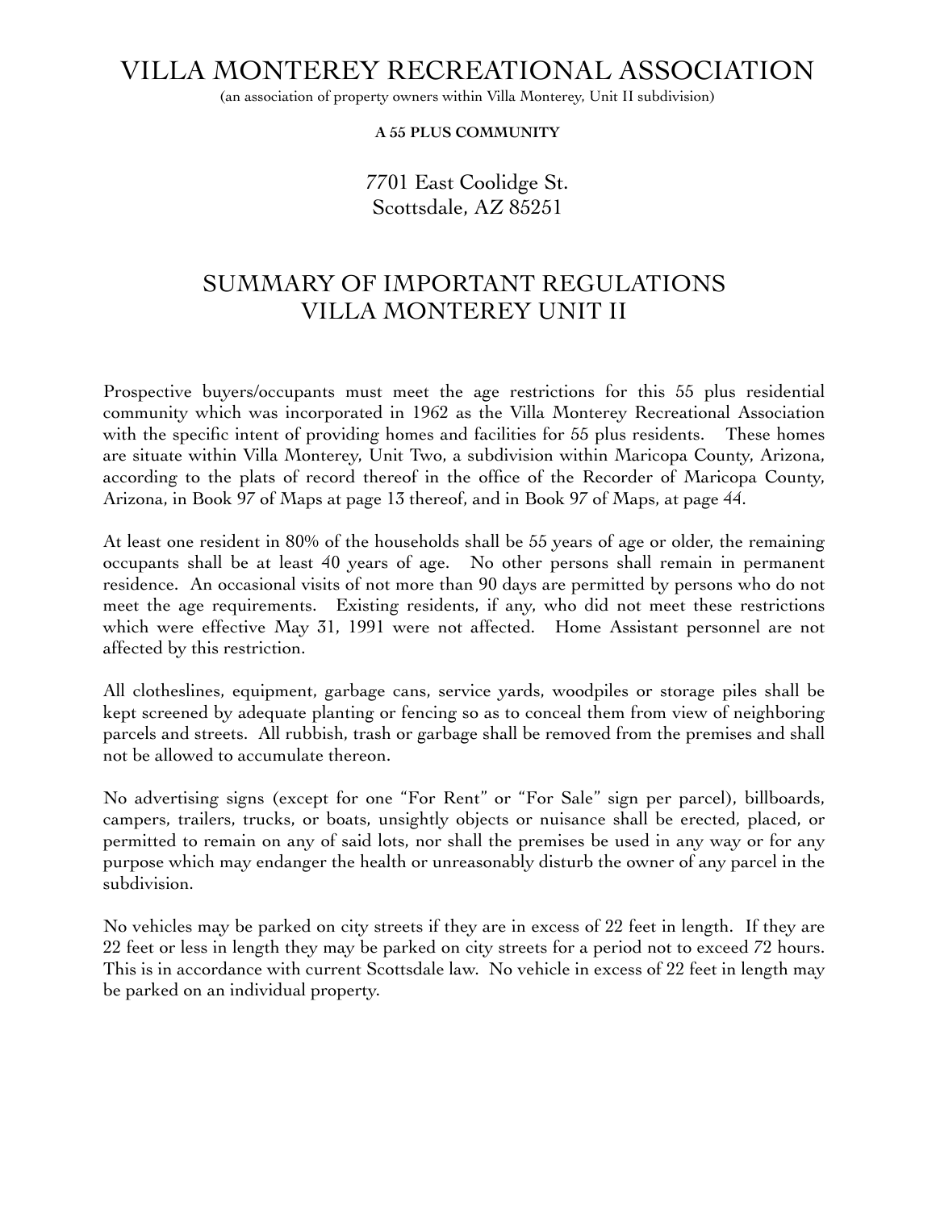# VILLA MONTEREY RECREATIONAL ASSOCIATION

(an association of property owners within Villa Monterey, Unit II subdivision)

**A 55 PLUS COMMUNITY**

7701 East Coolidge St.
Scottsdale, AZ 85251

## SUMMARY OF IMPORTANT REGULATIONS
## VILLA MONTEREY UNIT II

Prospective buyers/occupants must meet the age restrictions for this 55 plus residential community which was incorporated in 1962 as the Villa Monterey Recreational Association with the specific intent of providing homes and facilities for 55 plus residents. These homes are situate within Villa Monterey, Unit Two, a subdivision within Maricopa County, Arizona, according to the plats of record thereof in the office of the Recorder of Maricopa County, Arizona, in Book 97 of Maps at page 13 thereof, and in Book 97 of Maps, at page 44.

At least one resident in 80% of the households shall be 55 years of age or older, the remaining occupants shall be at least 40 years of age. No other persons shall remain in permanent residence. An occasional visits of not more than 90 days are permitted by persons who do not meet the age requirements. Existing residents, if any, who did not meet these restrictions which were effective May 31, 1991 were not affected. Home Assistant personnel are not affected by this restriction.

All clotheslines, equipment, garbage cans, service yards, woodpiles or storage piles shall be kept screened by adequate planting or fencing so as to conceal them from view of neighboring parcels and streets. All rubbish, trash or garbage shall be removed from the premises and shall not be allowed to accumulate thereon.

No advertising signs (except for one "For Rent" or "For Sale" sign per parcel), billboards, campers, trailers, trucks, or boats, unsightly objects or nuisance shall be erected, placed, or permitted to remain on any of said lots, nor shall the premises be used in any way or for any purpose which may endanger the health or unreasonably disturb the owner of any parcel in the subdivision.

No vehicles may be parked on city streets if they are in excess of 22 feet in length. If they are 22 feet or less in length they may be parked on city streets for a period not to exceed 72 hours. This is in accordance with current Scottsdale law. No vehicle in excess of 22 feet in length may be parked on an individual property.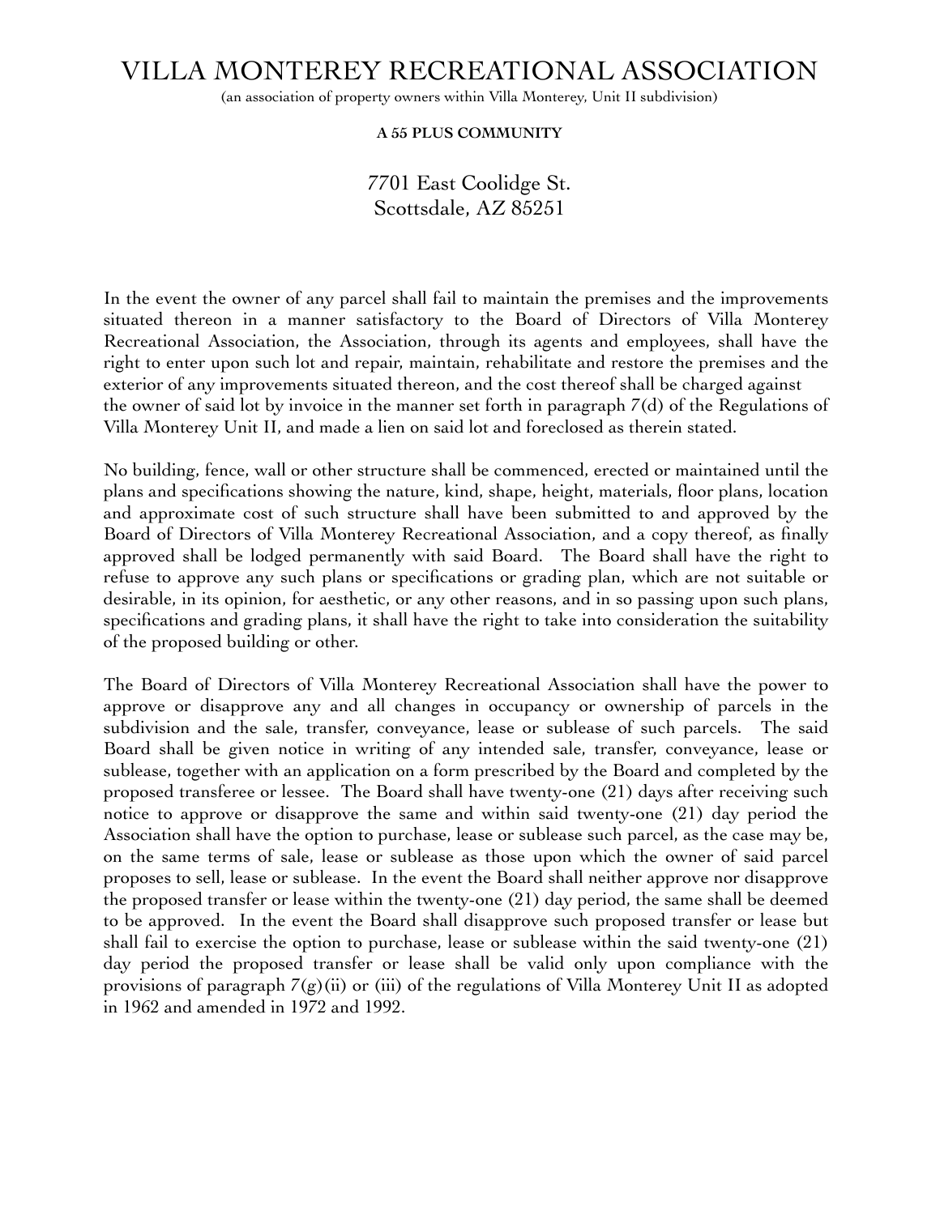# VILLA MONTEREY RECREATIONAL ASSOCIATION

(an association of property owners within Villa Monterey, Unit II subdivision)

**A 55 PLUS COMMUNITY**

7701 East Coolidge St.
Scottsdale, AZ 85251

In the event the owner of any parcel shall fail to maintain the premises and the improvements situated thereon in a manner satisfactory to the Board of Directors of Villa Monterey Recreational Association, the Association, through its agents and employees, shall have the right to enter upon such lot and repair, maintain, rehabilitate and restore the premises and the exterior of any improvements situated thereon, and the cost thereof shall be charged against the owner of said lot by invoice in the manner set forth in paragraph 7(d) of the Regulations of Villa Monterey Unit II, and made a lien on said lot and foreclosed as therein stated.

No building, fence, wall or other structure shall be commenced, erected or maintained until the plans and specifications showing the nature, kind, shape, height, materials, floor plans, location and approximate cost of such structure shall have been submitted to and approved by the Board of Directors of Villa Monterey Recreational Association, and a copy thereof, as finally approved shall be lodged permanently with said Board. The Board shall have the right to refuse to approve any such plans or specifications or grading plan, which are not suitable or desirable, in its opinion, for aesthetic, or any other reasons, and in so passing upon such plans, specifications and grading plans, it shall have the right to take into consideration the suitability of the proposed building or other.

The Board of Directors of Villa Monterey Recreational Association shall have the power to approve or disapprove any and all changes in occupancy or ownership of parcels in the subdivision and the sale, transfer, conveyance, lease or sublease of such parcels. The said Board shall be given notice in writing of any intended sale, transfer, conveyance, lease or sublease, together with an application on a form prescribed by the Board and completed by the proposed transferee or lessee. The Board shall have twenty-one (21) days after receiving such notice to approve or disapprove the same and within said twenty-one (21) day period the Association shall have the option to purchase, lease or sublease such parcel, as the case may be, on the same terms of sale, lease or sublease as those upon which the owner of said parcel proposes to sell, lease or sublease. In the event the Board shall neither approve nor disapprove the proposed transfer or lease within the twenty-one (21) day period, the same shall be deemed to be approved. In the event the Board shall disapprove such proposed transfer or lease but shall fail to exercise the option to purchase, lease or sublease within the said twenty-one (21) day period the proposed transfer or lease shall be valid only upon compliance with the provisions of paragraph 7(g)(ii) or (iii) of the regulations of Villa Monterey Unit II as adopted in 1962 and amended in 1972 and 1992.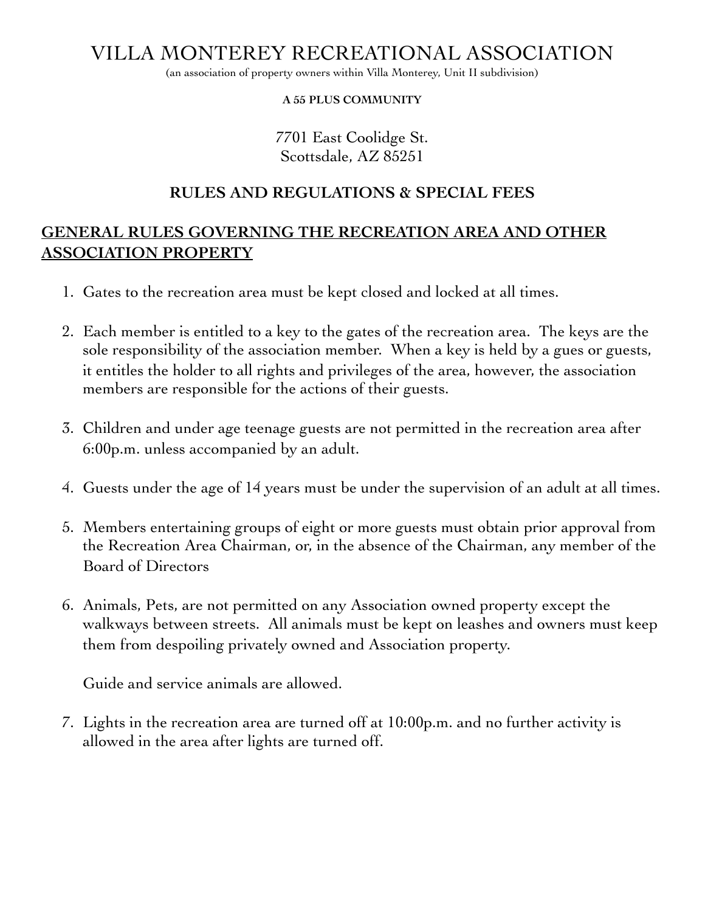# VILLA MONTEREY RECREATIONAL ASSOCIATION

(an association of property owners within Villa Monterey, Unit II subdivision)

**A 55 PLUS COMMUNITY**

7701 East Coolidge St.
Scottsdale, AZ 85251

## RULES AND REGULATIONS & SPECIAL FEES

## GENERAL RULES GOVERNING THE RECREATION AREA AND OTHER ASSOCIATION PROPERTY

1. Gates to the recreation area must be kept closed and locked at all times.

2. Each member is entitled to a key to the gates of the recreation area. The keys are the sole responsibility of the association member. When a key is held by a gues or guests, it entitles the holder to all rights and privileges of the area, however, the association members are responsible for the actions of their guests.

3. Children and under age teenage guests are not permitted in the recreation area after 6:00p.m. unless accompanied by an adult.

4. Guests under the age of 14 years must be under the supervision of an adult at all times.

5. Members entertaining groups of eight or more guests must obtain prior approval from the Recreation Area Chairman, or, in the absence of the Chairman, any member of the Board of Directors

6. Animals, Pets, are not permitted on any Association owned property except the walkways between streets. All animals must be kept on leashes and owners must keep them from despoiling privately owned and Association property.

   Guide and service animals are allowed.

7. Lights in the recreation area are turned off at 10:00p.m. and no further activity is allowed in the area after lights are turned off.